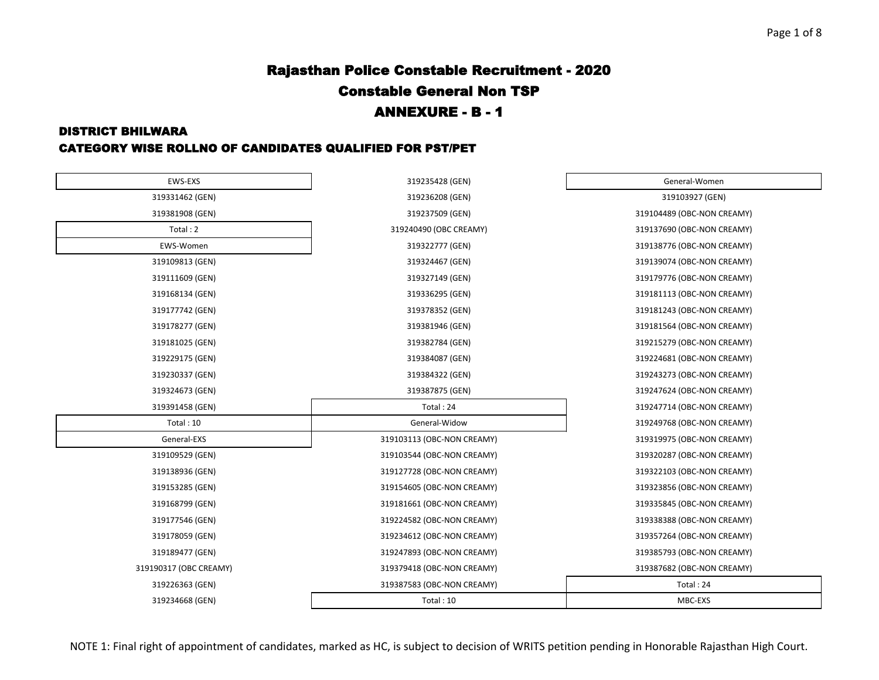# Rajasthan Police Constable Recruitment - 2020

## Constable General Non TSP

## ANNEXURE - B - 1

### DISTRICT BHILWARA

### CATEGORY WISE ROLLNO OF CANDIDATES QUALIFIED FOR PST/PET

**EWS-EXS**

319331462 (GEN)
319381908 (GEN)

Total : 2

**EWS-Women**

319109813 (GEN)
319111609 (GEN)
319168134 (GEN)
319177742 (GEN)
319178277 (GEN)
319181025 (GEN)
319229175 (GEN)
319230337 (GEN)
319324673 (GEN)
319391458 (GEN)

Total : 10

**General-EXS**

319109529 (GEN)
319138936 (GEN)
319153285 (GEN)
319168799 (GEN)
319177546 (GEN)
319178059 (GEN)
319189477 (GEN)
319190317 (OBC CREAMY)
319226363 (GEN)
319234668 (GEN)
319235428 (GEN)
319236208 (GEN)
319237509 (GEN)
319240490 (OBC CREAMY)
319322777 (GEN)
319324467 (GEN)
319327149 (GEN)
319336295 (GEN)
319378352 (GEN)
319381946 (GEN)
319382784 (GEN)
319384087 (GEN)
319384322 (GEN)
319387875 (GEN)

Total : 24

**General-Widow**

319103113 (OBC-NON CREAMY)
319103544 (OBC-NON CREAMY)
319127728 (OBC-NON CREAMY)
319154605 (OBC-NON CREAMY)
319181661 (OBC-NON CREAMY)
319224582 (OBC-NON CREAMY)
319234612 (OBC-NON CREAMY)
319247893 (OBC-NON CREAMY)
319379418 (OBC-NON CREAMY)
319387583 (OBC-NON CREAMY)

Total : 10

**General-Women**

319103927 (GEN)
319104489 (OBC-NON CREAMY)
319137690 (OBC-NON CREAMY)
319138776 (OBC-NON CREAMY)
319139074 (OBC-NON CREAMY)
319179776 (OBC-NON CREAMY)
319181113 (OBC-NON CREAMY)
319181243 (OBC-NON CREAMY)
319181564 (OBC-NON CREAMY)
319215279 (OBC-NON CREAMY)
319224681 (OBC-NON CREAMY)
319243273 (OBC-NON CREAMY)
319247624 (OBC-NON CREAMY)
319247714 (OBC-NON CREAMY)
319249768 (OBC-NON CREAMY)
319319975 (OBC-NON CREAMY)
319320287 (OBC-NON CREAMY)
319322103 (OBC-NON CREAMY)
319323856 (OBC-NON CREAMY)
319335845 (OBC-NON CREAMY)
319338388 (OBC-NON CREAMY)
319357264 (OBC-NON CREAMY)
319385793 (OBC-NON CREAMY)
319387682 (OBC-NON CREAMY)

Total : 24

**MBC-EXS**

NOTE 1: Final right of appointment of candidates, marked as HC, is subject to decision of WRITS petition pending in Honorable Rajasthan High Court.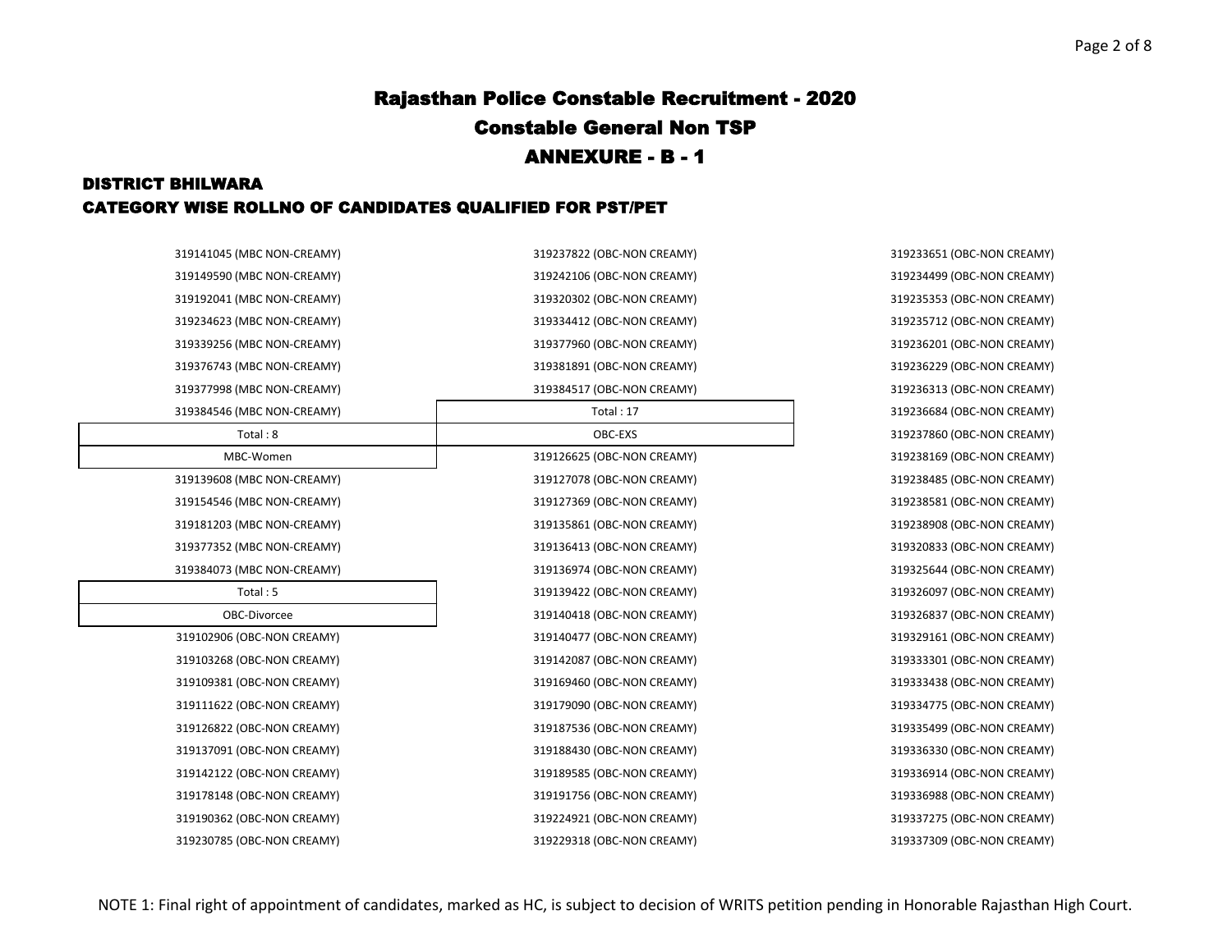# Rajasthan Police Constable Recruitment - 2020

## Constable General Non TSP

## ANNEXURE - B - 1

### DISTRICT BHILWARA

### CATEGORY WISE ROLLNO OF CANDIDATES QUALIFIED FOR PST/PET

319141045 (MBC NON-CREAMY)
319149590 (MBC NON-CREAMY)
319192041 (MBC NON-CREAMY)
319234623 (MBC NON-CREAMY)
319339256 (MBC NON-CREAMY)
319376743 (MBC NON-CREAMY)
319377998 (MBC NON-CREAMY)
319384546 (MBC NON-CREAMY)

Total : 8

**MBC-Women**

319139608 (MBC NON-CREAMY)
319154546 (MBC NON-CREAMY)
319181203 (MBC NON-CREAMY)
319377352 (MBC NON-CREAMY)
319384073 (MBC NON-CREAMY)

Total : 5

**OBC-Divorcee**

319102906 (OBC-NON CREAMY)
319103268 (OBC-NON CREAMY)
319109381 (OBC-NON CREAMY)
319111622 (OBC-NON CREAMY)
319126822 (OBC-NON CREAMY)
319137091 (OBC-NON CREAMY)
319142122 (OBC-NON CREAMY)
319178148 (OBC-NON CREAMY)
319190362 (OBC-NON CREAMY)
319230785 (OBC-NON CREAMY)
319237822 (OBC-NON CREAMY)
319242106 (OBC-NON CREAMY)
319320302 (OBC-NON CREAMY)
319334412 (OBC-NON CREAMY)
319377960 (OBC-NON CREAMY)
319381891 (OBC-NON CREAMY)
319384517 (OBC-NON CREAMY)

Total : 17

**OBC-EXS**

319126625 (OBC-NON CREAMY)
319127078 (OBC-NON CREAMY)
319127369 (OBC-NON CREAMY)
319135861 (OBC-NON CREAMY)
319136413 (OBC-NON CREAMY)
319136974 (OBC-NON CREAMY)
319139422 (OBC-NON CREAMY)
319140418 (OBC-NON CREAMY)
319140477 (OBC-NON CREAMY)
319142087 (OBC-NON CREAMY)
319169460 (OBC-NON CREAMY)
319179090 (OBC-NON CREAMY)
319187536 (OBC-NON CREAMY)
319188430 (OBC-NON CREAMY)
319189585 (OBC-NON CREAMY)
319191756 (OBC-NON CREAMY)
319224921 (OBC-NON CREAMY)
319229318 (OBC-NON CREAMY)
319233651 (OBC-NON CREAMY)
319234499 (OBC-NON CREAMY)
319235353 (OBC-NON CREAMY)
319235712 (OBC-NON CREAMY)
319236201 (OBC-NON CREAMY)
319236229 (OBC-NON CREAMY)
319236313 (OBC-NON CREAMY)
319236684 (OBC-NON CREAMY)
319237860 (OBC-NON CREAMY)
319238169 (OBC-NON CREAMY)
319238485 (OBC-NON CREAMY)
319238581 (OBC-NON CREAMY)
319238908 (OBC-NON CREAMY)
319320833 (OBC-NON CREAMY)
319325644 (OBC-NON CREAMY)
319326097 (OBC-NON CREAMY)
319326837 (OBC-NON CREAMY)
319329161 (OBC-NON CREAMY)
319333301 (OBC-NON CREAMY)
319333438 (OBC-NON CREAMY)
319334775 (OBC-NON CREAMY)
319335499 (OBC-NON CREAMY)
319336330 (OBC-NON CREAMY)
319336914 (OBC-NON CREAMY)
319336988 (OBC-NON CREAMY)
319337275 (OBC-NON CREAMY)
319337309 (OBC-NON CREAMY)

NOTE 1: Final right of appointment of candidates, marked as HC, is subject to decision of WRITS petition pending in Honorable Rajasthan High Court.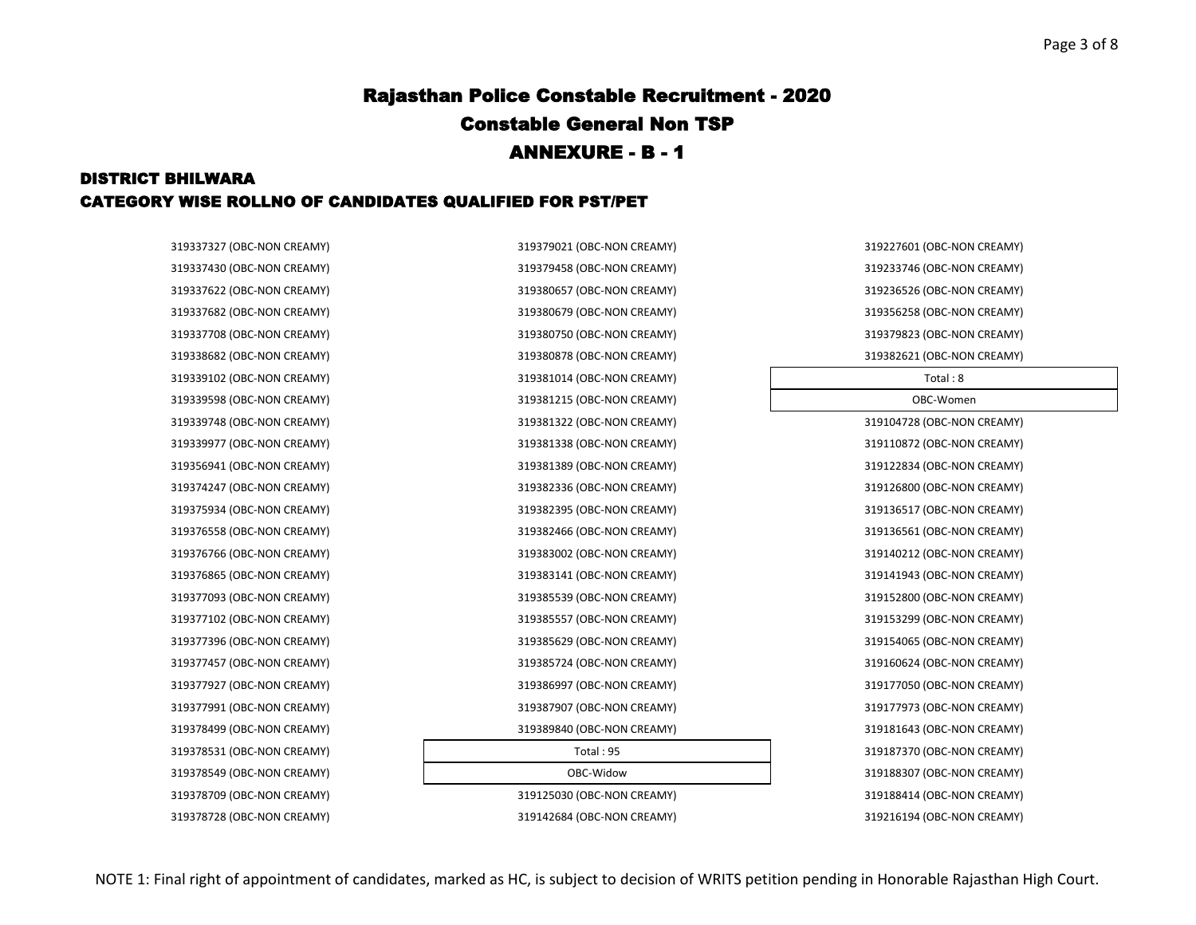# Rajasthan Police Constable Recruitment - 2020

## Constable General Non TSP

## ANNEXURE - B - 1

### DISTRICT BHILWARA

### CATEGORY WISE ROLLNO OF CANDIDATES QUALIFIED FOR PST/PET

319337327 (OBC-NON CREAMY)
319337430 (OBC-NON CREAMY)
319337622 (OBC-NON CREAMY)
319337682 (OBC-NON CREAMY)
319337708 (OBC-NON CREAMY)
319338682 (OBC-NON CREAMY)
319339102 (OBC-NON CREAMY)
319339598 (OBC-NON CREAMY)
319339748 (OBC-NON CREAMY)
319339977 (OBC-NON CREAMY)
319356941 (OBC-NON CREAMY)
319374247 (OBC-NON CREAMY)
319375934 (OBC-NON CREAMY)
319376558 (OBC-NON CREAMY)
319376766 (OBC-NON CREAMY)
319376865 (OBC-NON CREAMY)
319377093 (OBC-NON CREAMY)
319377102 (OBC-NON CREAMY)
319377396 (OBC-NON CREAMY)
319377457 (OBC-NON CREAMY)
319377927 (OBC-NON CREAMY)
319377991 (OBC-NON CREAMY)
319378499 (OBC-NON CREAMY)
319378531 (OBC-NON CREAMY)
319378549 (OBC-NON CREAMY)
319378709 (OBC-NON CREAMY)
319378728 (OBC-NON CREAMY)
319379021 (OBC-NON CREAMY)
319379458 (OBC-NON CREAMY)
319380657 (OBC-NON CREAMY)
319380679 (OBC-NON CREAMY)
319380750 (OBC-NON CREAMY)
319380878 (OBC-NON CREAMY)
319381014 (OBC-NON CREAMY)
319381215 (OBC-NON CREAMY)
319381322 (OBC-NON CREAMY)
319381338 (OBC-NON CREAMY)
319381389 (OBC-NON CREAMY)
319382336 (OBC-NON CREAMY)
319382395 (OBC-NON CREAMY)
319382466 (OBC-NON CREAMY)
319383002 (OBC-NON CREAMY)
319383141 (OBC-NON CREAMY)
319385539 (OBC-NON CREAMY)
319385557 (OBC-NON CREAMY)
319385629 (OBC-NON CREAMY)
319385724 (OBC-NON CREAMY)
319386997 (OBC-NON CREAMY)
319387907 (OBC-NON CREAMY)
319389840 (OBC-NON CREAMY)

| Total : 95 |
|---|
| OBC-Widow |

319125030 (OBC-NON CREAMY)
319142684 (OBC-NON CREAMY)
319227601 (OBC-NON CREAMY)
319233746 (OBC-NON CREAMY)
319236526 (OBC-NON CREAMY)
319356258 (OBC-NON CREAMY)
319379823 (OBC-NON CREAMY)
319382621 (OBC-NON CREAMY)

| Total : 8 |
|---|
| OBC-Women |

319104728 (OBC-NON CREAMY)
319110872 (OBC-NON CREAMY)
319122834 (OBC-NON CREAMY)
319126800 (OBC-NON CREAMY)
319136517 (OBC-NON CREAMY)
319136561 (OBC-NON CREAMY)
319140212 (OBC-NON CREAMY)
319141943 (OBC-NON CREAMY)
319152800 (OBC-NON CREAMY)
319153299 (OBC-NON CREAMY)
319154065 (OBC-NON CREAMY)
319160624 (OBC-NON CREAMY)
319177050 (OBC-NON CREAMY)
319177973 (OBC-NON CREAMY)
319181643 (OBC-NON CREAMY)
319187370 (OBC-NON CREAMY)
319188307 (OBC-NON CREAMY)
319188414 (OBC-NON CREAMY)
319216194 (OBC-NON CREAMY)

NOTE 1: Final right of appointment of candidates, marked as HC, is subject to decision of WRITS petition pending in Honorable Rajasthan High Court.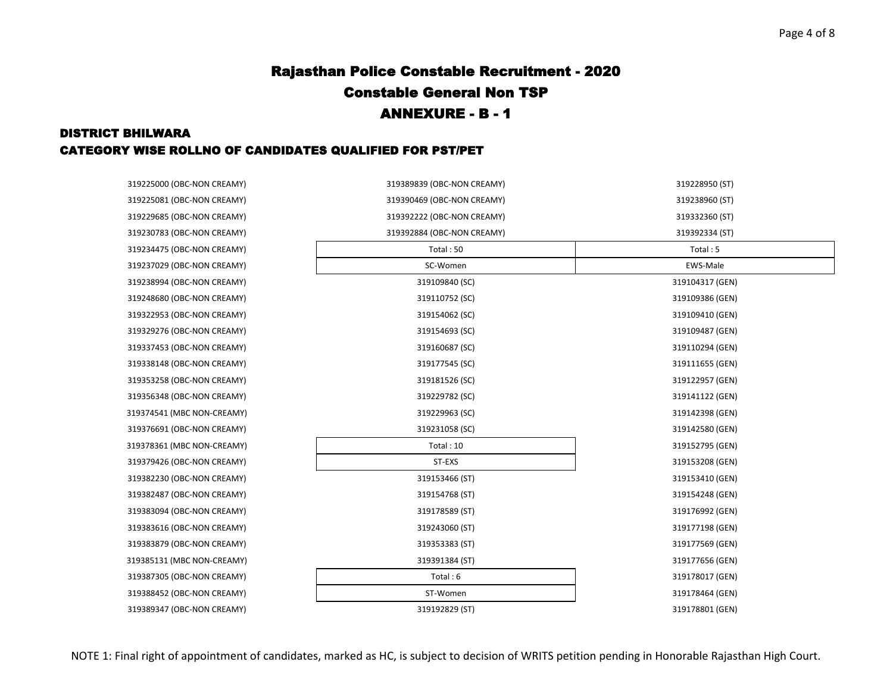# Rajasthan Police Constable Recruitment - 2020

## Constable General Non TSP

## ANNEXURE - B - 1

### DISTRICT BHILWARA

### CATEGORY WISE ROLLNO OF CANDIDATES QUALIFIED FOR PST/PET

319225000 (OBC-NON CREAMY)
319225081 (OBC-NON CREAMY)
319229685 (OBC-NON CREAMY)
319230783 (OBC-NON CREAMY)
319234475 (OBC-NON CREAMY)
319237029 (OBC-NON CREAMY)
319238994 (OBC-NON CREAMY)
319248680 (OBC-NON CREAMY)
319322953 (OBC-NON CREAMY)
319329276 (OBC-NON CREAMY)
319337453 (OBC-NON CREAMY)
319338148 (OBC-NON CREAMY)
319353258 (OBC-NON CREAMY)
319356348 (OBC-NON CREAMY)
319374541 (MBC NON-CREAMY)
319376691 (OBC-NON CREAMY)
319378361 (MBC NON-CREAMY)
319379426 (OBC-NON CREAMY)
319382230 (OBC-NON CREAMY)
319382487 (OBC-NON CREAMY)
319383094 (OBC-NON CREAMY)
319383616 (OBC-NON CREAMY)
319383879 (OBC-NON CREAMY)
319385131 (MBC NON-CREAMY)
319387305 (OBC-NON CREAMY)
319388452 (OBC-NON CREAMY)
319389347 (OBC-NON CREAMY)
319389839 (OBC-NON CREAMY)
319390469 (OBC-NON CREAMY)
319392222 (OBC-NON CREAMY)
319392884 (OBC-NON CREAMY)

Total : 50

| SC-Women |
|---|
| 319109840 (SC) |
| 319110752 (SC) |
| 319154062 (SC) |
| 319154693 (SC) |
| 319160687 (SC) |
| 319177545 (SC) |
| 319181526 (SC) |
| 319229782 (SC) |
| 319229963 (SC) |
| 319231058 (SC) |
| Total : 10 |

| ST-EXS |
|---|
| 319153466 (ST) |
| 319154768 (ST) |
| 319178589 (ST) |
| 319243060 (ST) |
| 319353383 (ST) |
| 319391384 (ST) |
| Total : 6 |

| ST-Women |
|---|
| 319192829 (ST) |

319228950 (ST)
319238960 (ST)
319332360 (ST)
319392334 (ST)

Total : 5

| EWS-Male |
|---|
| 319104317 (GEN) |
| 319109386 (GEN) |
| 319109410 (GEN) |
| 319109487 (GEN) |
| 319110294 (GEN) |
| 319111655 (GEN) |
| 319122957 (GEN) |
| 319141122 (GEN) |
| 319142398 (GEN) |
| 319142580 (GEN) |
| 319152795 (GEN) |
| 319153208 (GEN) |
| 319153410 (GEN) |
| 319154248 (GEN) |
| 319176992 (GEN) |
| 319177198 (GEN) |
| 319177569 (GEN) |
| 319177656 (GEN) |
| 319178017 (GEN) |
| 319178464 (GEN) |
| 319178801 (GEN) |

NOTE 1: Final right of appointment of candidates, marked as HC, is subject to decision of WRITS petition pending in Honorable Rajasthan High Court.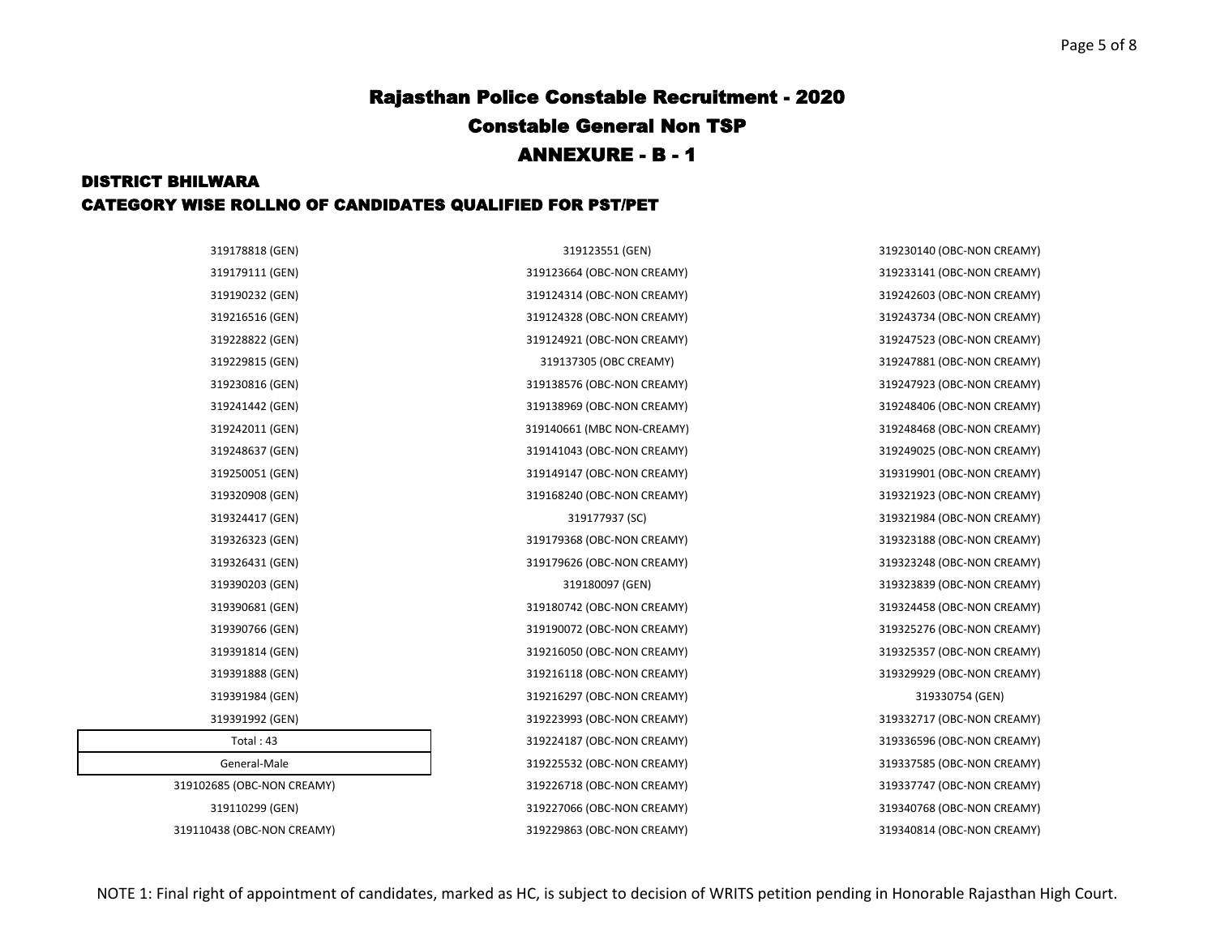# Rajasthan Police Constable Recruitment - 2020

## Constable General Non TSP

## ANNEXURE - B - 1

### DISTRICT BHILWARA

### CATEGORY WISE ROLLNO OF CANDIDATES QUALIFIED FOR PST/PET

319178818 (GEN)
319179111 (GEN)
319190232 (GEN)
319216516 (GEN)
319228822 (GEN)
319229815 (GEN)
319230816 (GEN)
319241442 (GEN)
319242011 (GEN)
319248637 (GEN)
319250051 (GEN)
319320908 (GEN)
319324417 (GEN)
319326323 (GEN)
319326431 (GEN)
319390203 (GEN)
319390681 (GEN)
319390766 (GEN)
319391814 (GEN)
319391888 (GEN)
319391984 (GEN)
319391992 (GEN)

| Total : 43 |
|---|
| General-Male |

319102685 (OBC-NON CREAMY)
319110299 (GEN)
319110438 (OBC-NON CREAMY)
319123551 (GEN)
319123664 (OBC-NON CREAMY)
319124314 (OBC-NON CREAMY)
319124328 (OBC-NON CREAMY)
319124921 (OBC-NON CREAMY)
319137305 (OBC CREAMY)
319138576 (OBC-NON CREAMY)
319138969 (OBC-NON CREAMY)
319140661 (MBC NON-CREAMY)
319141043 (OBC-NON CREAMY)
319149147 (OBC-NON CREAMY)
319168240 (OBC-NON CREAMY)
319177937 (SC)
319179368 (OBC-NON CREAMY)
319179626 (OBC-NON CREAMY)
319180097 (GEN)
319180742 (OBC-NON CREAMY)
319190072 (OBC-NON CREAMY)
319216050 (OBC-NON CREAMY)
319216118 (OBC-NON CREAMY)
319216297 (OBC-NON CREAMY)
319223993 (OBC-NON CREAMY)
319224187 (OBC-NON CREAMY)
319225532 (OBC-NON CREAMY)
319226718 (OBC-NON CREAMY)
319227066 (OBC-NON CREAMY)
319229863 (OBC-NON CREAMY)
319230140 (OBC-NON CREAMY)
319233141 (OBC-NON CREAMY)
319242603 (OBC-NON CREAMY)
319243734 (OBC-NON CREAMY)
319247523 (OBC-NON CREAMY)
319247881 (OBC-NON CREAMY)
319247923 (OBC-NON CREAMY)
319248406 (OBC-NON CREAMY)
319248468 (OBC-NON CREAMY)
319249025 (OBC-NON CREAMY)
319319901 (OBC-NON CREAMY)
319321923 (OBC-NON CREAMY)
319321984 (OBC-NON CREAMY)
319323188 (OBC-NON CREAMY)
319323248 (OBC-NON CREAMY)
319323839 (OBC-NON CREAMY)
319324458 (OBC-NON CREAMY)
319325276 (OBC-NON CREAMY)
319325357 (OBC-NON CREAMY)
319329929 (OBC-NON CREAMY)
319330754 (GEN)
319332717 (OBC-NON CREAMY)
319336596 (OBC-NON CREAMY)
319337585 (OBC-NON CREAMY)
319337747 (OBC-NON CREAMY)
319340768 (OBC-NON CREAMY)
319340814 (OBC-NON CREAMY)

NOTE 1: Final right of appointment of candidates, marked as HC, is subject to decision of WRITS petition pending in Honorable Rajasthan High Court.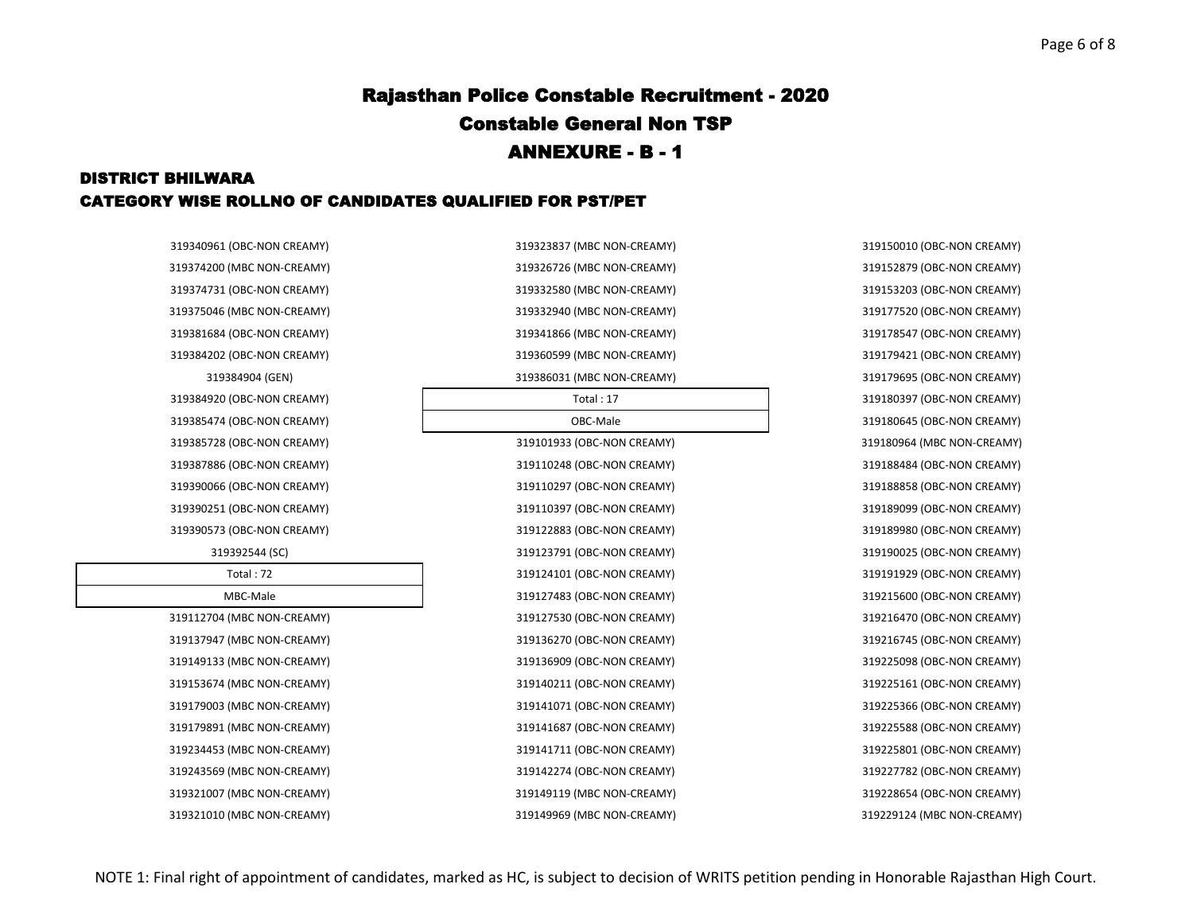# Rajasthan Police Constable Recruitment - 2020

## Constable General Non TSP

## ANNEXURE - B - 1

### DISTRICT BHILWARA

### CATEGORY WISE ROLLNO OF CANDIDATES QUALIFIED FOR PST/PET

319340961 (OBC-NON CREAMY)
319374200 (MBC NON-CREAMY)
319374731 (OBC-NON CREAMY)
319375046 (MBC NON-CREAMY)
319381684 (OBC-NON CREAMY)
319384202 (OBC-NON CREAMY)
319384904 (GEN)
319384920 (OBC-NON CREAMY)
319385474 (OBC-NON CREAMY)
319385728 (OBC-NON CREAMY)
319387886 (OBC-NON CREAMY)
319390066 (OBC-NON CREAMY)
319390251 (OBC-NON CREAMY)
319390573 (OBC-NON CREAMY)
319392544 (SC)

| Total : 72 |
|---|
| MBC-Male |

319112704 (MBC NON-CREAMY)
319137947 (MBC NON-CREAMY)
319149133 (MBC NON-CREAMY)
319153674 (MBC NON-CREAMY)
319179003 (MBC NON-CREAMY)
319179891 (MBC NON-CREAMY)
319234453 (MBC NON-CREAMY)
319243569 (MBC NON-CREAMY)
319321007 (MBC NON-CREAMY)
319321010 (MBC NON-CREAMY)
319323837 (MBC NON-CREAMY)
319326726 (MBC NON-CREAMY)
319332580 (MBC NON-CREAMY)
319332940 (MBC NON-CREAMY)
319341866 (MBC NON-CREAMY)
319360599 (MBC NON-CREAMY)
319386031 (MBC NON-CREAMY)

| Total : 17 |
|---|
| OBC-Male |

319101933 (OBC-NON CREAMY)
319110248 (OBC-NON CREAMY)
319110297 (OBC-NON CREAMY)
319110397 (OBC-NON CREAMY)
319122883 (OBC-NON CREAMY)
319123791 (OBC-NON CREAMY)
319124101 (OBC-NON CREAMY)
319127483 (OBC-NON CREAMY)
319127530 (OBC-NON CREAMY)
319136270 (OBC-NON CREAMY)
319136909 (OBC-NON CREAMY)
319140211 (OBC-NON CREAMY)
319141071 (OBC-NON CREAMY)
319141687 (OBC-NON CREAMY)
319141711 (OBC-NON CREAMY)
319142274 (OBC-NON CREAMY)
319149119 (MBC NON-CREAMY)
319149969 (MBC NON-CREAMY)
319150010 (OBC-NON CREAMY)
319152879 (OBC-NON CREAMY)
319153203 (OBC-NON CREAMY)
319177520 (OBC-NON CREAMY)
319178547 (OBC-NON CREAMY)
319179421 (OBC-NON CREAMY)
319179695 (OBC-NON CREAMY)
319180397 (OBC-NON CREAMY)
319180645 (OBC-NON CREAMY)
319180964 (MBC NON-CREAMY)
319188484 (OBC-NON CREAMY)
319188858 (OBC-NON CREAMY)
319189099 (OBC-NON CREAMY)
319189980 (OBC-NON CREAMY)
319190025 (OBC-NON CREAMY)
319191929 (OBC-NON CREAMY)
319215600 (OBC-NON CREAMY)
319216470 (OBC-NON CREAMY)
319216745 (OBC-NON CREAMY)
319225098 (OBC-NON CREAMY)
319225161 (OBC-NON CREAMY)
319225366 (OBC-NON CREAMY)
319225588 (OBC-NON CREAMY)
319225801 (OBC-NON CREAMY)
319227782 (OBC-NON CREAMY)
319228654 (OBC-NON CREAMY)
319229124 (MBC NON-CREAMY)

NOTE 1: Final right of appointment of candidates, marked as HC, is subject to decision of WRITS petition pending in Honorable Rajasthan High Court.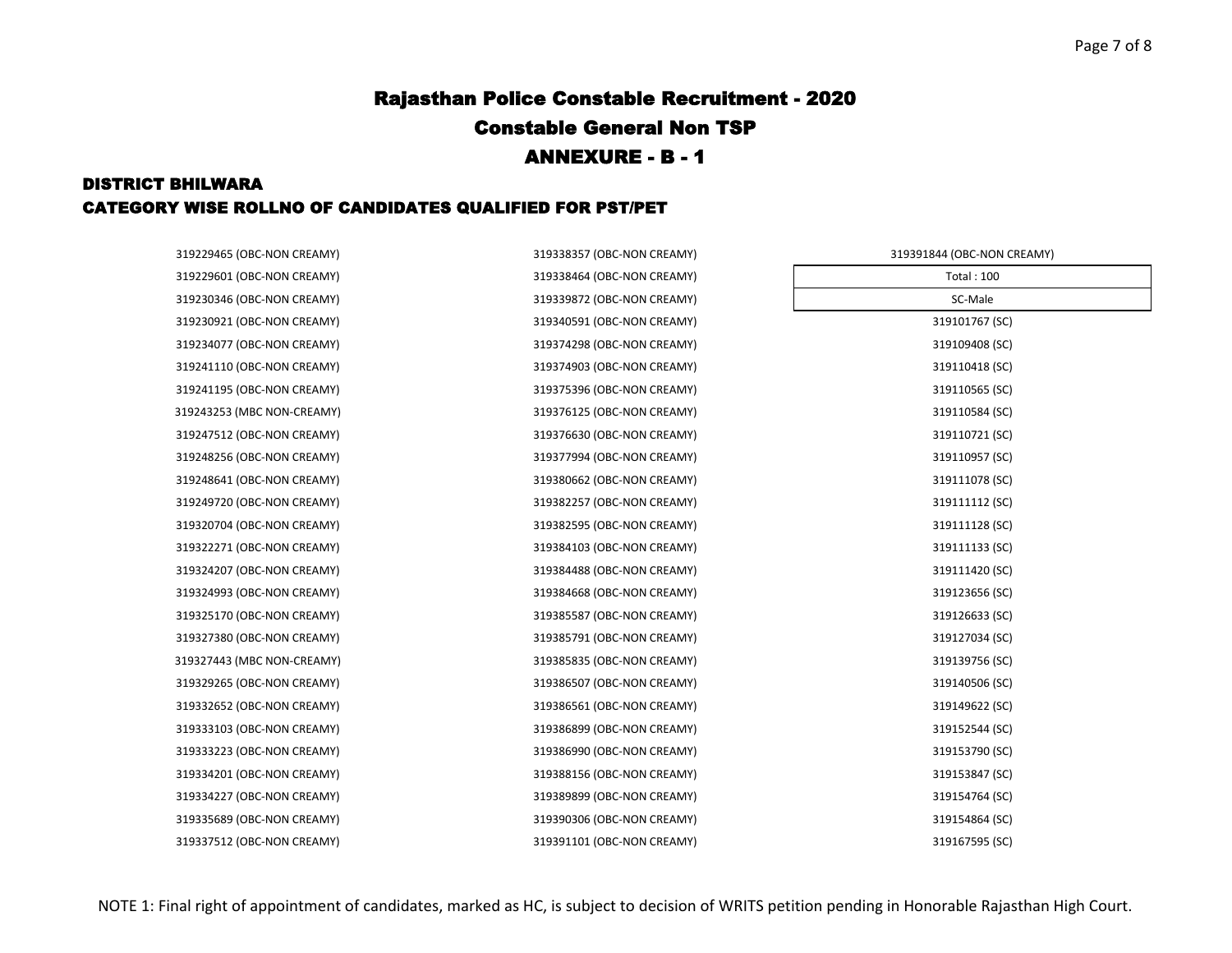# Rajasthan Police Constable Recruitment - 2020

## Constable General Non TSP

## ANNEXURE - B - 1

### DISTRICT BHILWARA

### CATEGORY WISE ROLLNO OF CANDIDATES QUALIFIED FOR PST/PET

319229465 (OBC-NON CREAMY)
319229601 (OBC-NON CREAMY)
319230346 (OBC-NON CREAMY)
319230921 (OBC-NON CREAMY)
319234077 (OBC-NON CREAMY)
319241110 (OBC-NON CREAMY)
319241195 (OBC-NON CREAMY)
319243253 (MBC NON-CREAMY)
319247512 (OBC-NON CREAMY)
319248256 (OBC-NON CREAMY)
319248641 (OBC-NON CREAMY)
319249720 (OBC-NON CREAMY)
319320704 (OBC-NON CREAMY)
319322271 (OBC-NON CREAMY)
319324207 (OBC-NON CREAMY)
319324993 (OBC-NON CREAMY)
319325170 (OBC-NON CREAMY)
319327380 (OBC-NON CREAMY)
319327443 (MBC NON-CREAMY)
319329265 (OBC-NON CREAMY)
319332652 (OBC-NON CREAMY)
319333103 (OBC-NON CREAMY)
319333223 (OBC-NON CREAMY)
319334201 (OBC-NON CREAMY)
319334227 (OBC-NON CREAMY)
319335689 (OBC-NON CREAMY)
319337512 (OBC-NON CREAMY)
319338357 (OBC-NON CREAMY)
319338464 (OBC-NON CREAMY)
319339872 (OBC-NON CREAMY)
319340591 (OBC-NON CREAMY)
319374298 (OBC-NON CREAMY)
319374903 (OBC-NON CREAMY)
319375396 (OBC-NON CREAMY)
319376125 (OBC-NON CREAMY)
319376630 (OBC-NON CREAMY)
319377994 (OBC-NON CREAMY)
319380662 (OBC-NON CREAMY)
319382257 (OBC-NON CREAMY)
319382595 (OBC-NON CREAMY)
319384103 (OBC-NON CREAMY)
319384488 (OBC-NON CREAMY)
319384668 (OBC-NON CREAMY)
319385587 (OBC-NON CREAMY)
319385791 (OBC-NON CREAMY)
319385835 (OBC-NON CREAMY)
319386507 (OBC-NON CREAMY)
319386561 (OBC-NON CREAMY)
319386899 (OBC-NON CREAMY)
319386990 (OBC-NON CREAMY)
319388156 (OBC-NON CREAMY)
319389899 (OBC-NON CREAMY)
319390306 (OBC-NON CREAMY)
319391101 (OBC-NON CREAMY)
319391844 (OBC-NON CREAMY)

**Total : 100**

**SC-Male**

319101767 (SC)
319109408 (SC)
319110418 (SC)
319110565 (SC)
319110584 (SC)
319110721 (SC)
319110957 (SC)
319111078 (SC)
319111112 (SC)
319111128 (SC)
319111133 (SC)
319111420 (SC)
319123656 (SC)
319126633 (SC)
319127034 (SC)
319139756 (SC)
319140506 (SC)
319149622 (SC)
319152544 (SC)
319153790 (SC)
319153847 (SC)
319154764 (SC)
319154864 (SC)
319167595 (SC)

NOTE 1: Final right of appointment of candidates, marked as HC, is subject to decision of WRITS petition pending in Honorable Rajasthan High Court.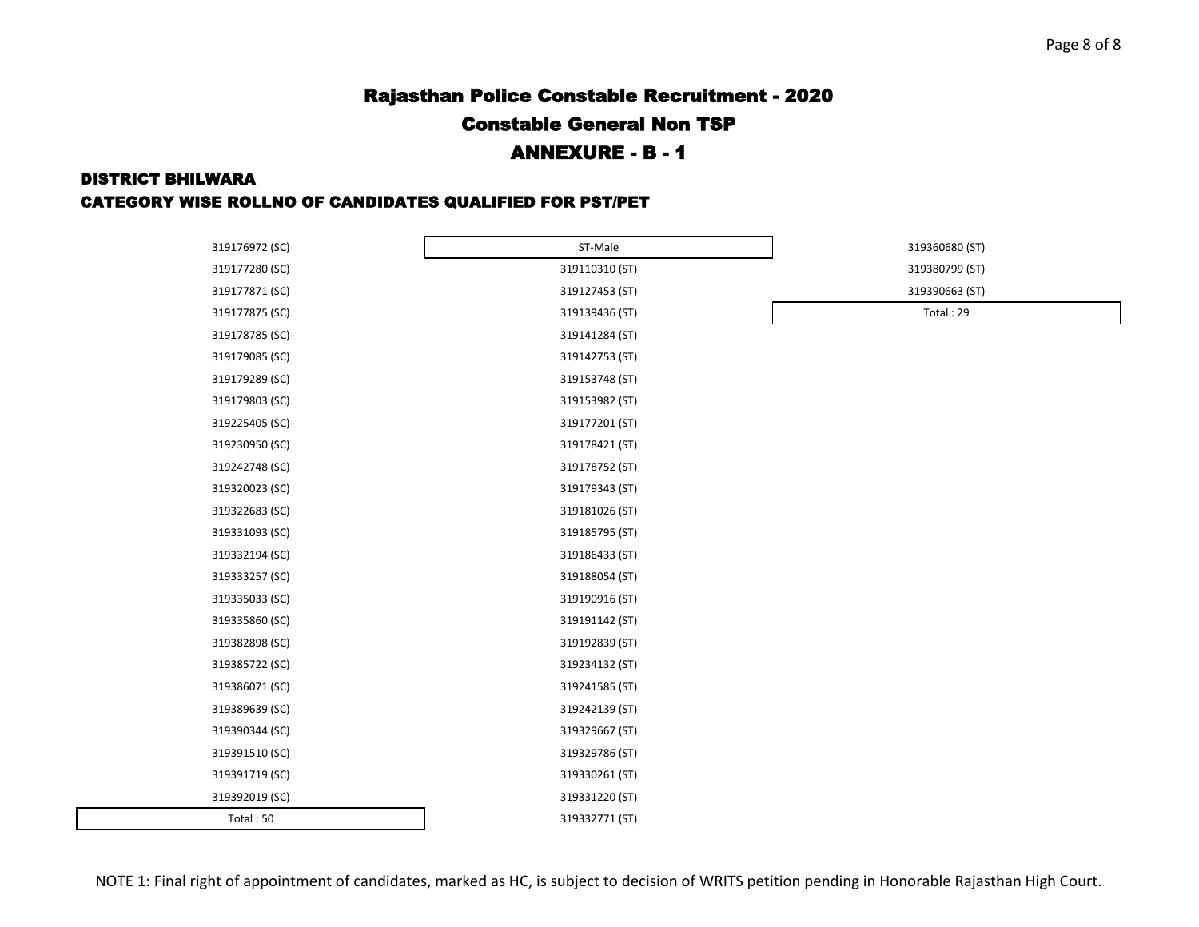# Rajasthan Police Constable Recruitment - 2020

## Constable General Non TSP

## ANNEXURE - B - 1

### DISTRICT BHILWARA

### CATEGORY WISE ROLLNO OF CANDIDATES QUALIFIED FOR PST/PET

319176972 (SC)
319177280 (SC)
319177871 (SC)
319177875 (SC)
319178785 (SC)
319179085 (SC)
319179289 (SC)
319179803 (SC)
319225405 (SC)
319230950 (SC)
319242748 (SC)
319320023 (SC)
319322683 (SC)
319331093 (SC)
319332194 (SC)
319333257 (SC)
319335033 (SC)
319335860 (SC)
319382898 (SC)
319385722 (SC)
319386071 (SC)
319389639 (SC)
319390344 (SC)
319391510 (SC)
319391719 (SC)
319392019 (SC)

Total : 50

ST-Male

319110310 (ST)
319127453 (ST)
319139436 (ST)
319141284 (ST)
319142753 (ST)
319153748 (ST)
319153982 (ST)
319177201 (ST)
319178421 (ST)
319178752 (ST)
319179343 (ST)
319181026 (ST)
319185795 (ST)
319186433 (ST)
319188054 (ST)
319190916 (ST)
319191142 (ST)
319192839 (ST)
319234132 (ST)
319241585 (ST)
319242139 (ST)
319329667 (ST)
319329786 (ST)
319330261 (ST)
319331220 (ST)
319332771 (ST)
319360680 (ST)
319380799 (ST)
319390663 (ST)

Total : 29

NOTE 1: Final right of appointment of candidates, marked as HC, is subject to decision of WRITS petition pending in Honorable Rajasthan High Court.